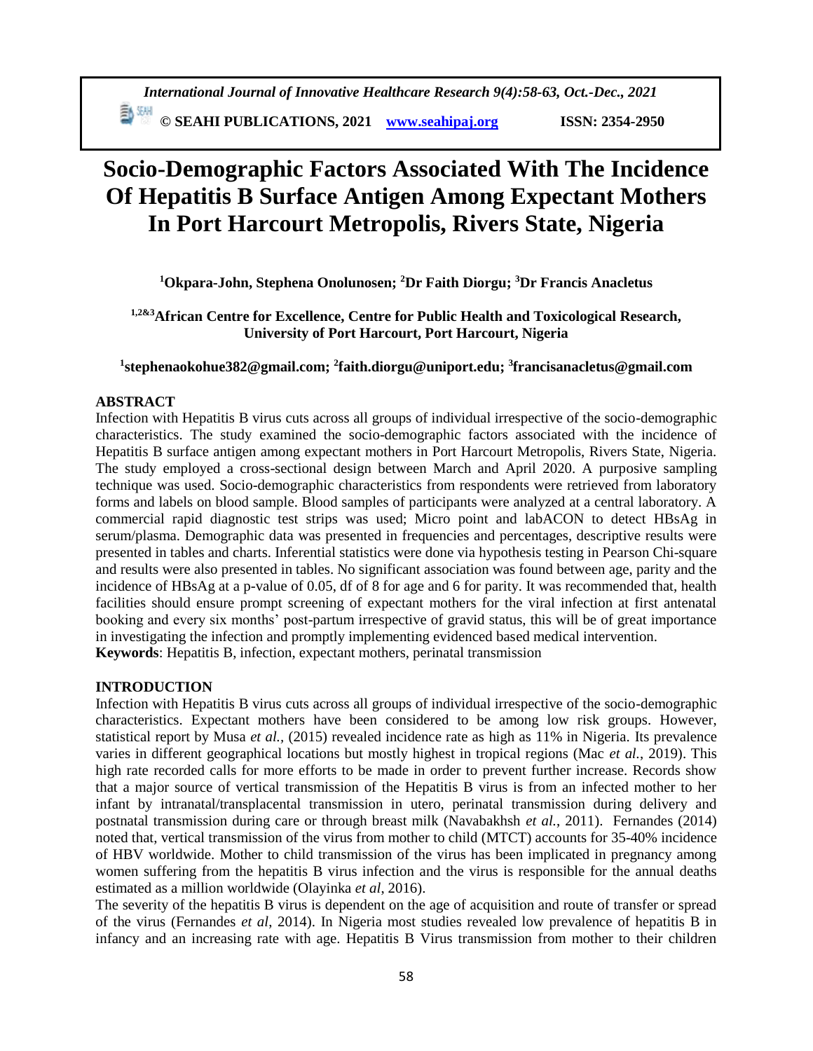# Socio-Demographic Factors Associated With The Incidence Of Hepatitis B Surface Antigen Among Expectant Mothers In Port Harcourt Metropolis, Rivers State, Nigeria

**[1]Okpara-John, Stephena Onolunosen; [2]Dr Faith Diorgu; [3]Dr Francis Anacletus**

**[1,2&3]African Centre for Excellence, Centre for Public Health and Toxicological Research, University of Port Harcourt, Port Harcourt, Nigeria**

**[1]stephenaokohue382@gmail.com; [2]faith.diorgu@uniport.edu; [3]francisanacletus@gmail.com**

## ABSTRACT

Infection with Hepatitis B virus cuts across all groups of individual irrespective of the socio-demographic characteristics. The study examined the socio-demographic factors associated with the incidence of Hepatitis B surface antigen among expectant mothers in Port Harcourt Metropolis, Rivers State, Nigeria. The study employed a cross-sectional design between March and April 2020. A purposive sampling technique was used. Socio-demographic characteristics from respondents were retrieved from laboratory forms and labels on blood sample. Blood samples of participants were analyzed at a central laboratory. A commercial rapid diagnostic test strips was used; Micro point and labACON to detect HBsAg in serum/plasma. Demographic data was presented in frequencies and percentages, descriptive results were presented in tables and charts. Inferential statistics were done via hypothesis testing in Pearson Chi-square and results were also presented in tables. No significant association was found between age, parity and the incidence of HBsAg at a p-value of 0.05, df of 8 for age and 6 for parity. It was recommended that, health facilities should ensure prompt screening of expectant mothers for the viral infection at first antenatal booking and every six months' post-partum irrespective of gravid status, this will be of great importance in investigating the infection and promptly implementing evidenced based medical intervention.

**Keywords**: Hepatitis B, infection, expectant mothers, perinatal transmission

## INTRODUCTION

Infection with Hepatitis B virus cuts across all groups of individual irrespective of the socio-demographic characteristics. Expectant mothers have been considered to be among low risk groups. However, statistical report by Musa *et al.,* (2015) revealed incidence rate as high as 11% in Nigeria. Its prevalence varies in different geographical locations but mostly highest in tropical regions (Mac *et al.*, 2019). This high rate recorded calls for more efforts to be made in order to prevent further increase. Records show that a major source of vertical transmission of the Hepatitis B virus is from an infected mother to her infant by intranatal/transplacental transmission in utero, perinatal transmission during delivery and postnatal transmission during care or through breast milk (Navabakhsh *et al.*, 2011). Fernandes (2014) noted that, vertical transmission of the virus from mother to child (MTCT) accounts for 35-40% incidence of HBV worldwide. Mother to child transmission of the virus has been implicated in pregnancy among women suffering from the hepatitis B virus infection and the virus is responsible for the annual deaths estimated as a million worldwide (Olayinka *et al*, 2016).

The severity of the hepatitis B virus is dependent on the age of acquisition and route of transfer or spread of the virus (Fernandes *et al*, 2014). In Nigeria most studies revealed low prevalence of hepatitis B in infancy and an increasing rate with age. Hepatitis B Virus transmission from mother to their children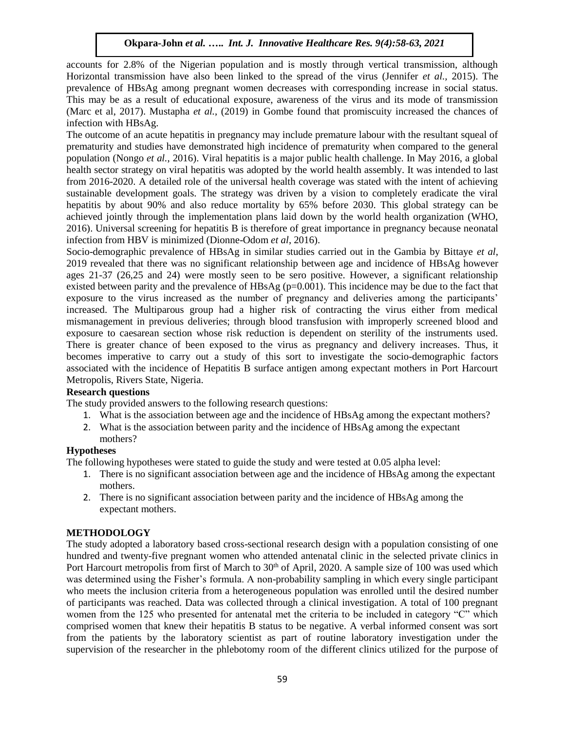accounts for 2.8% of the Nigerian population and is mostly through vertical transmission, although Horizontal transmission have also been linked to the spread of the virus (Jennifer *et al.,* 2015). The prevalence of HBsAg among pregnant women decreases with corresponding increase in social status. This may be as a result of educational exposure, awareness of the virus and its mode of transmission (Marc et al, 2017). Mustapha *et al.*, (2019) in Gombe found that promiscuity increased the chances of infection with HBsAg.

The outcome of an acute hepatitis in pregnancy may include premature labour with the resultant squeal of prematurity and studies have demonstrated high incidence of prematurity when compared to the general population (Nongo *et al.*, 2016). Viral hepatitis is a major public health challenge. In May 2016, a global health sector strategy on viral hepatitis was adopted by the world health assembly. It was intended to last from 2016-2020. A detailed role of the universal health coverage was stated with the intent of achieving sustainable development goals. The strategy was driven by a vision to completely eradicate the viral hepatitis by about 90% and also reduce mortality by 65% before 2030. This global strategy can be achieved jointly through the implementation plans laid down by the world health organization (WHO, 2016). Universal screening for hepatitis B is therefore of great importance in pregnancy because neonatal infection from HBV is minimized (Dionne-Odom *et al*, 2016).

Socio-demographic prevalence of HBsAg in similar studies carried out in the Gambia by Bittaye *et al*, 2019 revealed that there was no significant relationship between age and incidence of HBsAg however ages 21-37 (26,25 and 24) were mostly seen to be sero positive. However, a significant relationship existed between parity and the prevalence of HBsAg (p=0.001). This incidence may be due to the fact that exposure to the virus increased as the number of pregnancy and deliveries among the participants' increased. The Multiparous group had a higher risk of contracting the virus either from medical mismanagement in previous deliveries; through blood transfusion with improperly screened blood and exposure to caesarean section whose risk reduction is dependent on sterility of the instruments used. There is greater chance of been exposed to the virus as pregnancy and delivery increases. Thus, it becomes imperative to carry out a study of this sort to investigate the socio-demographic factors associated with the incidence of Hepatitis B surface antigen among expectant mothers in Port Harcourt Metropolis, Rivers State, Nigeria.

### Research questions

The study provided answers to the following research questions:

1. What is the association between age and the incidence of HBsAg among the expectant mothers?
2. What is the association between parity and the incidence of HBsAg among the expectant mothers?

### Hypotheses

The following hypotheses were stated to guide the study and were tested at 0.05 alpha level:

1. There is no significant association between age and the incidence of HBsAg among the expectant mothers.
2. There is no significant association between parity and the incidence of HBsAg among the expectant mothers.

## METHODOLOGY

The study adopted a laboratory based cross-sectional research design with a population consisting of one hundred and twenty-five pregnant women who attended antenatal clinic in the selected private clinics in Port Harcourt metropolis from first of March to 30th of April, 2020. A sample size of 100 was used which was determined using the Fisher's formula. A non-probability sampling in which every single participant who meets the inclusion criteria from a heterogeneous population was enrolled until the desired number of participants was reached. Data was collected through a clinical investigation. A total of 100 pregnant women from the 125 who presented for antenatal met the criteria to be included in category "C" which comprised women that knew their hepatitis B status to be negative. A verbal informed consent was sort from the patients by the laboratory scientist as part of routine laboratory investigation under the supervision of the researcher in the phlebotomy room of the different clinics utilized for the purpose of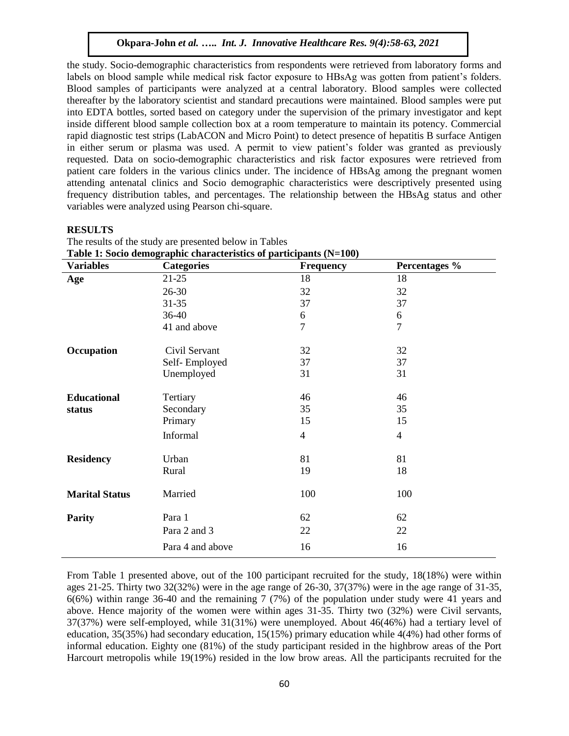the study. Socio-demographic characteristics from respondents were retrieved from laboratory forms and labels on blood sample while medical risk factor exposure to HBsAg was gotten from patient's folders. Blood samples of participants were analyzed at a central laboratory. Blood samples were collected thereafter by the laboratory scientist and standard precautions were maintained. Blood samples were put into EDTA bottles, sorted based on category under the supervision of the primary investigator and kept inside different blood sample collection box at a room temperature to maintain its potency. Commercial rapid diagnostic test strips (LabACON and Micro Point) to detect presence of hepatitis B surface Antigen in either serum or plasma was used. A permit to view patient's folder was granted as previously requested. Data on socio-demographic characteristics and risk factor exposures were retrieved from patient care folders in the various clinics under. The incidence of HBsAg among the pregnant women attending antenatal clinics and Socio demographic characteristics were descriptively presented using frequency distribution tables, and percentages. The relationship between the HBsAg status and other variables were analyzed using Pearson chi-square.

## RESULTS

The results of the study are presented below in Tables

**Table 1: Socio demographic characteristics of participants (N=100)**

| Variables | Categories | Frequency | Percentages % |
|---|---|---|---|
| **Age** | 21-25 | 18 | 18 |
| | 26-30 | 32 | 32 |
| | 31-35 | 37 | 37 |
| | 36-40 | 6 | 6 |
| | 41 and above | 7 | 7 |
| **Occupation** | Civil Servant | 32 | 32 |
| | Self- Employed | 37 | 37 |
| | Unemployed | 31 | 31 |
| **Educational status** | Tertiary | 46 | 46 |
| | Secondary | 35 | 35 |
| | Primary | 15 | 15 |
| | Informal | 4 | 4 |
| **Residency** | Urban | 81 | 81 |
| | Rural | 19 | 18 |
| **Marital Status** | Married | 100 | 100 |
| **Parity** | Para 1 | 62 | 62 |
| | Para 2 and 3 | 22 | 22 |
| | Para 4 and above | 16 | 16 |

From Table 1 presented above, out of the 100 participant recruited for the study, 18(18%) were within ages 21-25. Thirty two 32(32%) were in the age range of 26-30, 37(37%) were in the age range of 31-35, 6(6%) within range 36-40 and the remaining 7 (7%) of the population under study were 41 years and above. Hence majority of the women were within ages 31-35. Thirty two (32%) were Civil servants, 37(37%) were self-employed, while 31(31%) were unemployed. About 46(46%) had a tertiary level of education, 35(35%) had secondary education, 15(15%) primary education while 4(4%) had other forms of informal education. Eighty one (81%) of the study participant resided in the highbrow areas of the Port Harcourt metropolis while 19(19%) resided in the low brow areas. All the participants recruited for the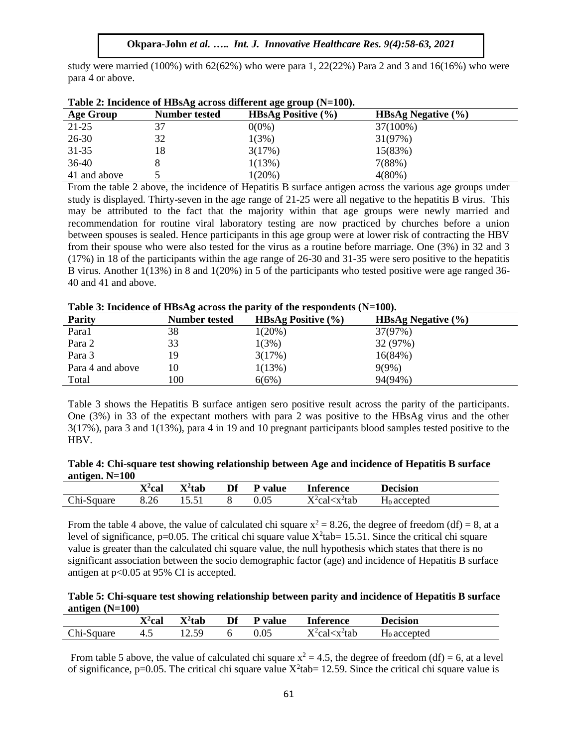study were married (100%) with 62(62%) who were para 1, 22(22%) Para 2 and 3 and 16(16%) who were para 4 or above.

**Table 2: Incidence of HBsAg across different age group (N=100).**

| Age Group | Number tested | HBsAg Positive (%) | HBsAg Negative (%) |
|---|---|---|---|
| 21-25 | 37 | 0(0%) | 37(100%) |
| 26-30 | 32 | 1(3%) | 31(97%) |
| 31-35 | 18 | 3(17%) | 15(83%) |
| 36-40 | 8 | 1(13%) | 7(88%) |
| 41 and above | 5 | 1(20%) | 4(80%) |

From the table 2 above, the incidence of Hepatitis B surface antigen across the various age groups under study is displayed. Thirty-seven in the age range of 21-25 were all negative to the hepatitis B virus. This may be attributed to the fact that the majority within that age groups were newly married and recommendation for routine viral laboratory testing are now practiced by churches before a union between spouses is sealed. Hence participants in this age group were at lower risk of contracting the HBV from their spouse who were also tested for the virus as a routine before marriage. One (3%) in 32 and 3 (17%) in 18 of the participants within the age range of 26-30 and 31-35 were sero positive to the hepatitis B virus. Another 1(13%) in 8 and 1(20%) in 5 of the participants who tested positive were age ranged 36-40 and 41 and above.

**Table 3: Incidence of HBsAg across the parity of the respondents (N=100).**

| Parity | Number tested | HBsAg Positive (%) | HBsAg Negative (%) |
|---|---|---|---|
| Para1 | 38 | 1(20%) | 37(97%) |
| Para 2 | 33 | 1(3%) | 32 (97%) |
| Para 3 | 19 | 3(17%) | 16(84%) |
| Para 4 and above | 10 | 1(13%) | 9(9%) |
| Total | 100 | 6(6%) | 94(94%) |

Table 3 shows the Hepatitis B surface antigen sero positive result across the parity of the participants. One (3%) in 33 of the expectant mothers with para 2 was positive to the HBsAg virus and the other 3(17%), para 3 and 1(13%), para 4 in 19 and 10 pregnant participants blood samples tested positive to the HBV.

**Table 4: Chi-square test showing relationship between Age and incidence of Hepatitis B surface antigen. N=100**

| | $X^2$cal | $X^2$tab | Df | P value | Inference | Decision |
|---|---|---|---|---|---|---|
| Chi-Square | 8.26 | 15.51 | 8 | 0.05 | $X^2cal<x^2tab$ | $H_0$ accepted |

From the table 4 above, the value of calculated chi square $x^2 = 8.26$, the degree of freedom (df) = 8, at a level of significance, p=0.05. The critical chi square value $X^2$tab= 15.51. Since the critical chi square value is greater than the calculated chi square value, the null hypothesis which states that there is no significant association between the socio demographic factor (age) and incidence of Hepatitis B surface antigen at $p<0.05$ at 95% CI is accepted.

**Table 5: Chi-square test showing relationship between parity and incidence of Hepatitis B surface antigen (N=100)**

| | $X^2$cal | $X^2$tab | Df | P value | Inference | Decision |
|---|---|---|---|---|---|---|
| Chi-Square | 4.5 | 12.59 | 6 | 0.05 | $X^2cal<x^2tab$ | $H_0$ accepted |

From table 5 above, the value of calculated chi square $x^2 = 4.5$, the degree of freedom (df) = 6, at a level of significance, p=0.05. The critical chi square value $X^2$tab= 12.59. Since the critical chi square value is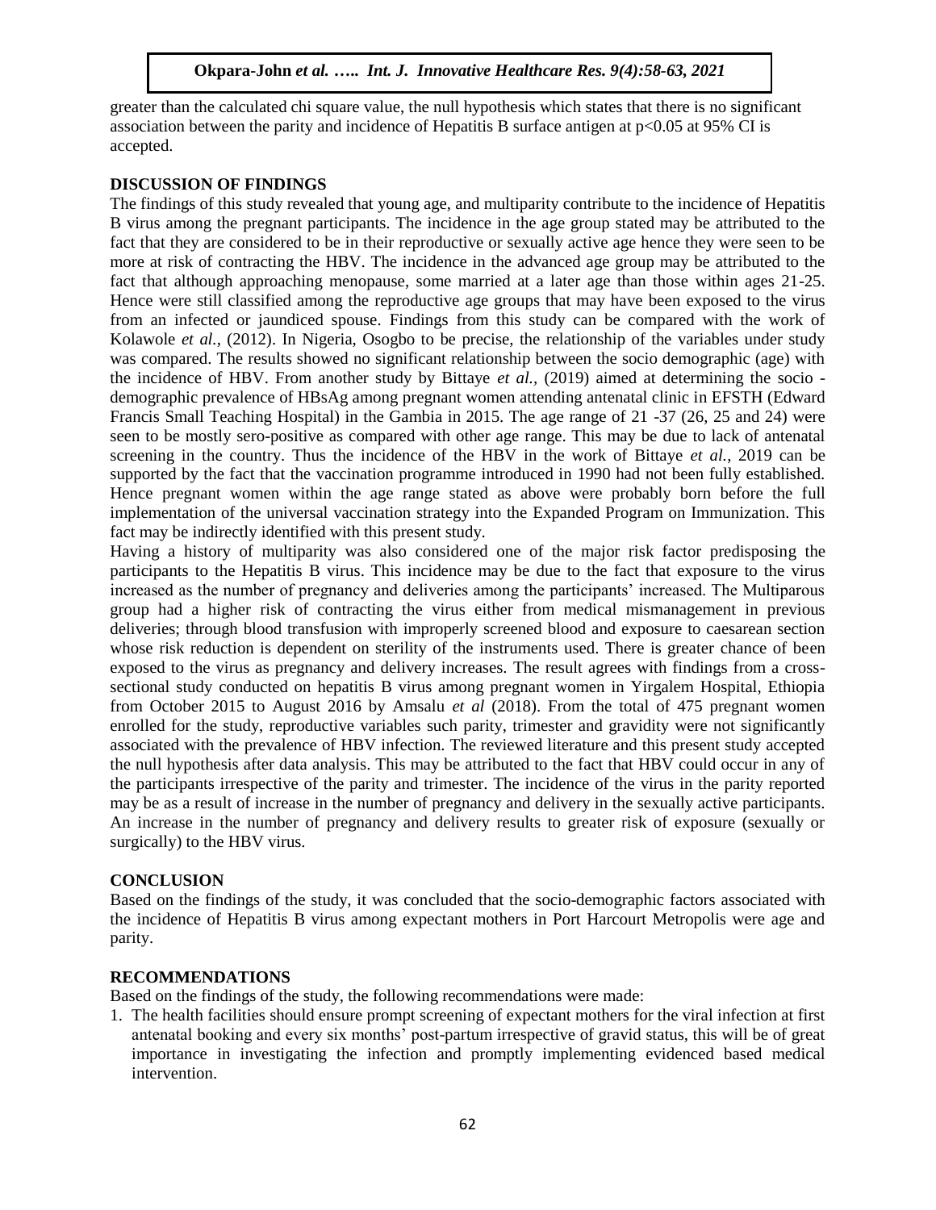greater than the calculated chi square value, the null hypothesis which states that there is no significant association between the parity and incidence of Hepatitis B surface antigen at $p<0.05$ at 95% CI is accepted.

## DISCUSSION OF FINDINGS

The findings of this study revealed that young age, and multiparity contribute to the incidence of Hepatitis B virus among the pregnant participants. The incidence in the age group stated may be attributed to the fact that they are considered to be in their reproductive or sexually active age hence they were seen to be more at risk of contracting the HBV. The incidence in the advanced age group may be attributed to the fact that although approaching menopause, some married at a later age than those within ages 21-25. Hence were still classified among the reproductive age groups that may have been exposed to the virus from an infected or jaundiced spouse. Findings from this study can be compared with the work of Kolawole *et al.*, (2012). In Nigeria, Osogbo to be precise, the relationship of the variables under study was compared. The results showed no significant relationship between the socio demographic (age) with the incidence of HBV. From another study by Bittaye *et al.*, (2019) aimed at determining the socio - demographic prevalence of HBsAg among pregnant women attending antenatal clinic in EFSTH (Edward Francis Small Teaching Hospital) in the Gambia in 2015. The age range of 21 -37 (26, 25 and 24) were seen to be mostly sero-positive as compared with other age range. This may be due to lack of antenatal screening in the country. Thus the incidence of the HBV in the work of Bittaye *et al.*, 2019 can be supported by the fact that the vaccination programme introduced in 1990 had not been fully established. Hence pregnant women within the age range stated as above were probably born before the full implementation of the universal vaccination strategy into the Expanded Program on Immunization. This fact may be indirectly identified with this present study.

Having a history of multiparity was also considered one of the major risk factor predisposing the participants to the Hepatitis B virus. This incidence may be due to the fact that exposure to the virus increased as the number of pregnancy and deliveries among the participants' increased. The Multiparous group had a higher risk of contracting the virus either from medical mismanagement in previous deliveries; through blood transfusion with improperly screened blood and exposure to caesarean section whose risk reduction is dependent on sterility of the instruments used. There is greater chance of been exposed to the virus as pregnancy and delivery increases. The result agrees with findings from a cross-sectional study conducted on hepatitis B virus among pregnant women in Yirgalem Hospital, Ethiopia from October 2015 to August 2016 by Amsalu *et al* (2018). From the total of 475 pregnant women enrolled for the study, reproductive variables such parity, trimester and gravidity were not significantly associated with the prevalence of HBV infection. The reviewed literature and this present study accepted the null hypothesis after data analysis. This may be attributed to the fact that HBV could occur in any of the participants irrespective of the parity and trimester. The incidence of the virus in the parity reported may be as a result of increase in the number of pregnancy and delivery in the sexually active participants. An increase in the number of pregnancy and delivery results to greater risk of exposure (sexually or surgically) to the HBV virus.

## CONCLUSION

Based on the findings of the study, it was concluded that the socio-demographic factors associated with the incidence of Hepatitis B virus among expectant mothers in Port Harcourt Metropolis were age and parity.

## RECOMMENDATIONS

Based on the findings of the study, the following recommendations were made:

1. The health facilities should ensure prompt screening of expectant mothers for the viral infection at first antenatal booking and every six months' post-partum irrespective of gravid status, this will be of great importance in investigating the infection and promptly implementing evidenced based medical intervention.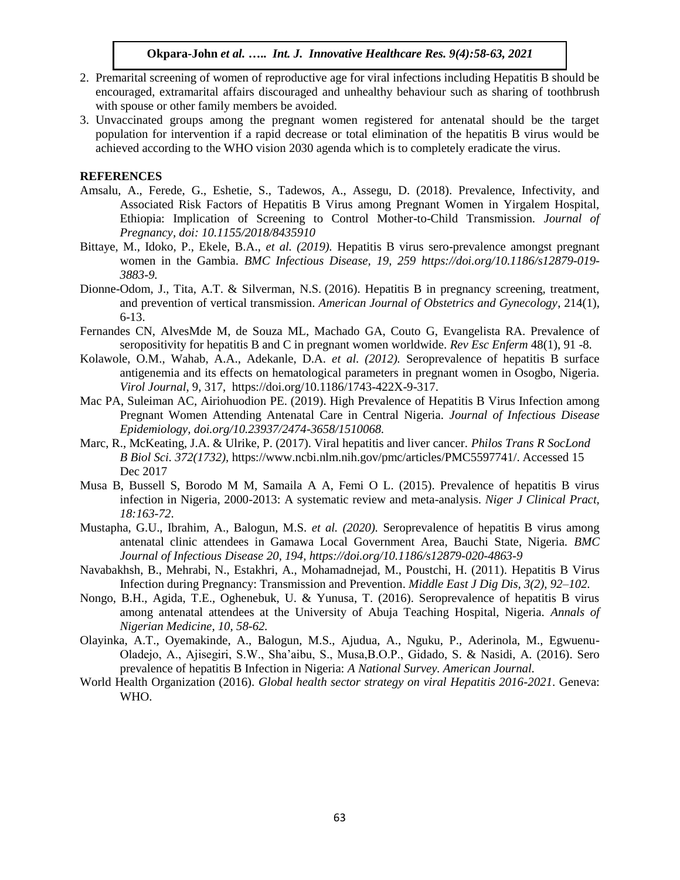2. Premarital screening of women of reproductive age for viral infections including Hepatitis B should be encouraged, extramarital affairs discouraged and unhealthy behaviour such as sharing of toothbrush with spouse or other family members be avoided.
3. Unvaccinated groups among the pregnant women registered for antenatal should be the target population for intervention if a rapid decrease or total elimination of the hepatitis B virus would be achieved according to the WHO vision 2030 agenda which is to completely eradicate the virus.

**REFERENCES**

Amsalu, A., Ferede, G., Eshetie, S., Tadewos, A., Assegu, D. (2018). Prevalence, Infectivity, and Associated Risk Factors of Hepatitis B Virus among Pregnant Women in Yirgalem Hospital, Ethiopia: Implication of Screening to Control Mother-to-Child Transmission. *Journal of Pregnancy, doi: 10.1155/2018/8435910*

Bittaye, M., Idoko, P., Ekele, B.A., *et al. (2019).* Hepatitis B virus sero-prevalence amongst pregnant women in the Gambia. *BMC Infectious Disease, 19, 259 https://doi.org/10.1186/s12879-019-3883-9.*

Dionne-Odom, J., Tita, A.T. & Silverman, N.S. (2016). Hepatitis B in pregnancy screening, treatment, and prevention of vertical transmission. *American Journal of Obstetrics and Gynecology*, 214(1), 6-13.

Fernandes CN, AlvesMde M, de Souza ML, Machado GA, Couto G, Evangelista RA. Prevalence of seropositivity for hepatitis B and C in pregnant women worldwide. *Rev Esc Enferm* 48(1), 91 -8.

Kolawole, O.M., Wahab, A.A., Adekanle, D.A. *et al. (2012).* Seroprevalence of hepatitis B surface antigenemia and its effects on hematological parameters in pregnant women in Osogbo, Nigeria. *Virol Journal*, 9, 317, https://doi.org/10.1186/1743-422X-9-317.

Mac PA, Suleiman AC, Airiohuodion PE. (2019). High Prevalence of Hepatitis B Virus Infection among Pregnant Women Attending Antenatal Care in Central Nigeria. *Journal of Infectious Disease Epidemiology, doi.org/10.23937/2474-3658/1510068.*

Marc, R., McKeating, J.A. & Ulrike, P. (2017). Viral hepatitis and liver cancer. *Philos Trans R SocLond B Biol Sci. 372(1732),* https://www.ncbi.nlm.nih.gov/pmc/articles/PMC5597741/. Accessed 15 Dec 2017

Musa B, Bussell S, Borodo M M, Samaila A A, Femi O L. (2015). Prevalence of hepatitis B virus infection in Nigeria, 2000-2013: A systematic review and meta-analysis. *Niger J Clinical Pract, 18:163-72*.

Mustapha, G.U., Ibrahim, A., Balogun, M.S. *et al. (2020).* Seroprevalence of hepatitis B virus among antenatal clinic attendees in Gamawa Local Government Area, Bauchi State, Nigeria. *BMC Journal of Infectious Disease 20, 194, https://doi.org/10.1186/s12879-020-4863-9*

Navabakhsh, B., Mehrabi, N., Estakhri, A., Mohamadnejad, M., Poustchi, H. (2011). Hepatitis B Virus Infection during Pregnancy: Transmission and Prevention. *Middle East J Dig Dis, 3(2), 92–102.*

Nongo, B.H., Agida, T.E., Oghenebuk, U. & Yunusa, T. (2016). Seroprevalence of hepatitis B virus among antenatal attendees at the University of Abuja Teaching Hospital, Nigeria. *Annals of Nigerian Medicine, 10, 58-62.*

Olayinka, A.T., Oyemakinde, A., Balogun, M.S., Ajudua, A., Nguku, P., Aderinola, M., Egwuenu-Oladejo, A., Ajisegiri, S.W., Sha'aibu, S., Musa,B.O.P., Gidado, S. & Nasidi, A. (2016). Sero prevalence of hepatitis B Infection in Nigeria: *A National Survey. American Journal.*

World Health Organization (2016). *Global health sector strategy on viral Hepatitis 2016-2021.* Geneva: WHO.